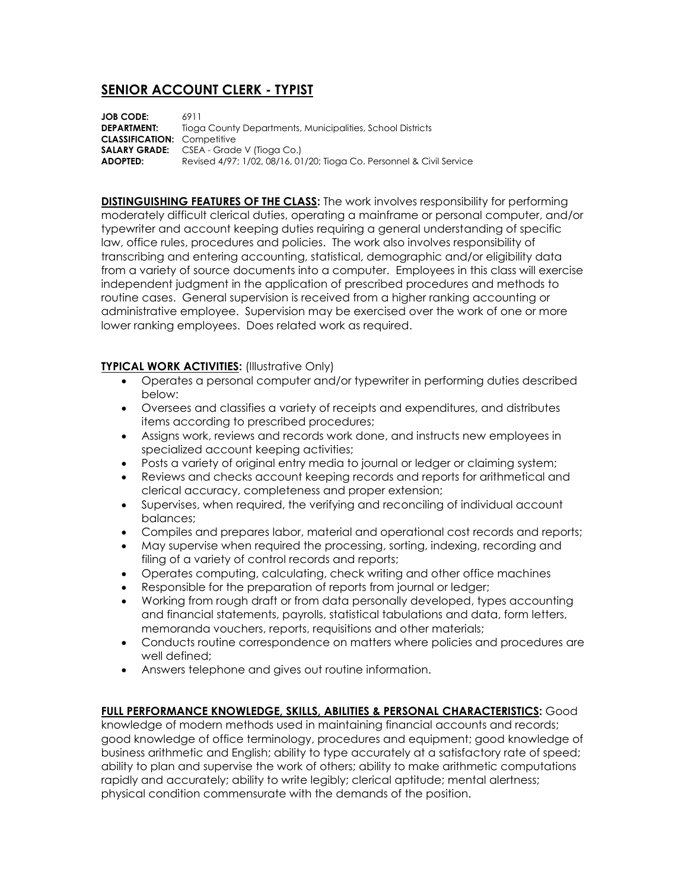# SENIOR ACCOUNT CLERK - TYPIST

**JOB CODE:** 6911
**DEPARTMENT:** Tioga County Departments, Municipalities, School Districts
**CLASSIFICATION:** Competitive
**SALARY GRADE:** CSEA - Grade V (Tioga Co.)
**ADOPTED:** Revised 4/97; 1/02, 08/16, 01/20; Tioga Co. Personnel & Civil Service

**DISTINGUISHING FEATURES OF THE CLASS:** The work involves responsibility for performing moderately difficult clerical duties, operating a mainframe or personal computer, and/or typewriter and account keeping duties requiring a general understanding of specific law, office rules, procedures and policies. The work also involves responsibility of transcribing and entering accounting, statistical, demographic and/or eligibility data from a variety of source documents into a computer. Employees in this class will exercise independent judgment in the application of prescribed procedures and methods to routine cases. General supervision is received from a higher ranking accounting or administrative employee. Supervision may be exercised over the work of one or more lower ranking employees. Does related work as required.

**TYPICAL WORK ACTIVITIES:** (Illustrative Only)

- Operates a personal computer and/or typewriter in performing duties described below:
- Oversees and classifies a variety of receipts and expenditures, and distributes items according to prescribed procedures;
- Assigns work, reviews and records work done, and instructs new employees in specialized account keeping activities;
- Posts a variety of original entry media to journal or ledger or claiming system;
- Reviews and checks account keeping records and reports for arithmetical and clerical accuracy, completeness and proper extension;
- Supervises, when required, the verifying and reconciling of individual account balances;
- Compiles and prepares labor, material and operational cost records and reports;
- May supervise when required the processing, sorting, indexing, recording and filing of a variety of control records and reports;
- Operates computing, calculating, check writing and other office machines
- Responsible for the preparation of reports from journal or ledger;
- Working from rough draft or from data personally developed, types accounting and financial statements, payrolls, statistical tabulations and data, form letters, memoranda vouchers, reports, requisitions and other materials;
- Conducts routine correspondence on matters where policies and procedures are well defined;
- Answers telephone and gives out routine information.

**FULL PERFORMANCE KNOWLEDGE, SKILLS, ABILITIES & PERSONAL CHARACTERISTICS:** Good knowledge of modern methods used in maintaining financial accounts and records; good knowledge of office terminology, procedures and equipment; good knowledge of business arithmetic and English; ability to type accurately at a satisfactory rate of speed; ability to plan and supervise the work of others; ability to make arithmetic computations rapidly and accurately; ability to write legibly; clerical aptitude; mental alertness; physical condition commensurate with the demands of the position.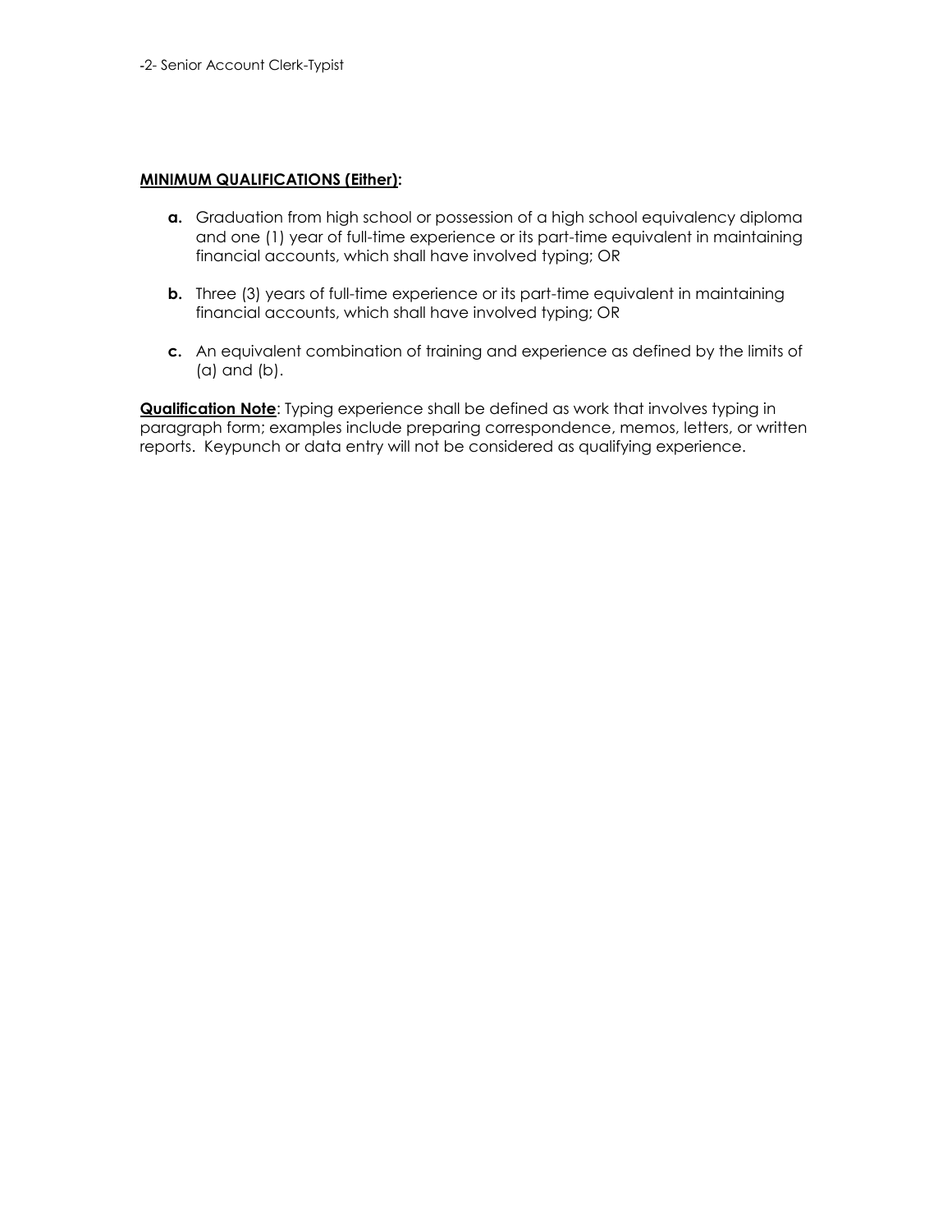**MINIMUM QUALIFICATIONS (Either):**

- **a.** Graduation from high school or possession of a high school equivalency diploma and one (1) year of full-time experience or its part-time equivalent in maintaining financial accounts, which shall have involved typing; OR

- **b.** Three (3) years of full-time experience or its part-time equivalent in maintaining financial accounts, which shall have involved typing; OR

- **c.** An equivalent combination of training and experience as defined by the limits of (a) and (b).

**Qualification Note**: Typing experience shall be defined as work that involves typing in paragraph form; examples include preparing correspondence, memos, letters, or written reports. Keypunch or data entry will not be considered as qualifying experience.